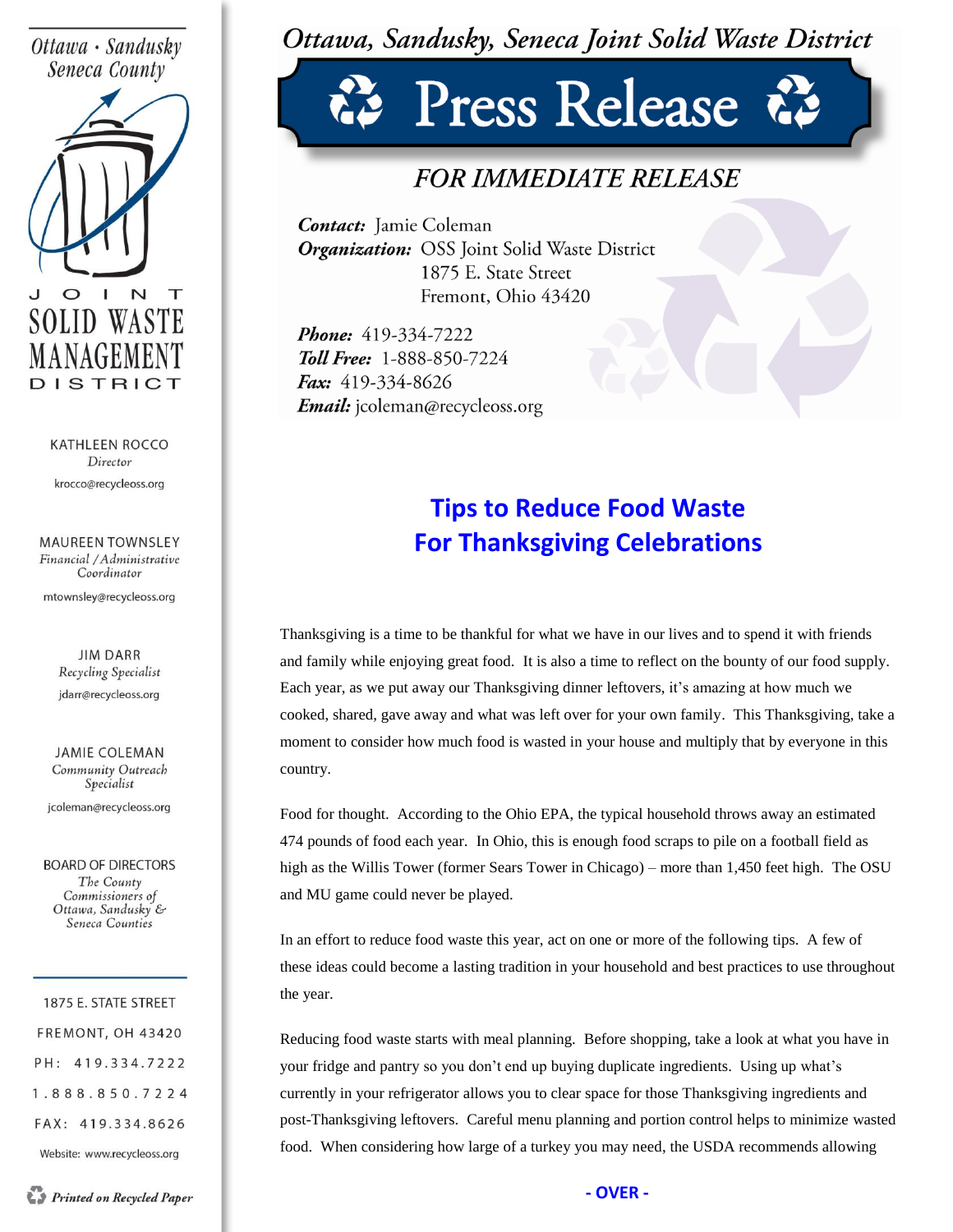# Ottawa, Sandusky, Seneca Joint Solid Waste District

## Press Release

### FOR IMMEDIATE RELEASE

***Contact:*** Jamie Coleman
***Organization:*** OSS Joint Solid Waste District
1875 E. State Street
Fremont, Ohio 43420

***Phone:*** 419-334-7222
***Toll Free:*** 1-888-850-7224
***Fax:*** 419-334-8626
***Email:*** jcoleman@recycleoss.org

Ottawa · Sandusky Seneca County
JOINT SOLID WASTE MANAGEMENT DISTRICT

KATHLEEN ROCCO
*Director*
krocco@recycleoss.org

MAUREEN TOWNSLEY
*Financial / Administrative Coordinator*
mtownsley@recycleoss.org

JIM DARR
*Recycling Specialist*
jdarr@recycleoss.org

JAMIE COLEMAN
*Community Outreach Specialist*
jcoleman@recycleoss.org

BOARD OF DIRECTORS
*The County Commissioners of Ottawa, Sandusky & Seneca Counties*

1875 E. STATE STREET
FREMONT, OH 43420
PH: 419.334.7222
1.888.850.7224
FAX: 419.334.8626
Website: www.recycleoss.org

*Printed on Recycled Paper*

## Tips to Reduce Food Waste For Thanksgiving Celebrations

Thanksgiving is a time to be thankful for what we have in our lives and to spend it with friends and family while enjoying great food. It is also a time to reflect on the bounty of our food supply. Each year, as we put away our Thanksgiving dinner leftovers, it's amazing at how much we cooked, shared, gave away and what was left over for your own family. This Thanksgiving, take a moment to consider how much food is wasted in your house and multiply that by everyone in this country.

Food for thought. According to the Ohio EPA, the typical household throws away an estimated 474 pounds of food each year. In Ohio, this is enough food scraps to pile on a football field as high as the Willis Tower (former Sears Tower in Chicago) – more than 1,450 feet high. The OSU and MU game could never be played.

In an effort to reduce food waste this year, act on one or more of the following tips. A few of these ideas could become a lasting tradition in your household and best practices to use throughout the year.

Reducing food waste starts with meal planning. Before shopping, take a look at what you have in your fridge and pantry so you don't end up buying duplicate ingredients. Using up what's currently in your refrigerator allows you to clear space for those Thanksgiving ingredients and post-Thanksgiving leftovers. Careful menu planning and portion control helps to minimize wasted food. When considering how large of a turkey you may need, the USDA recommends allowing

**- OVER -**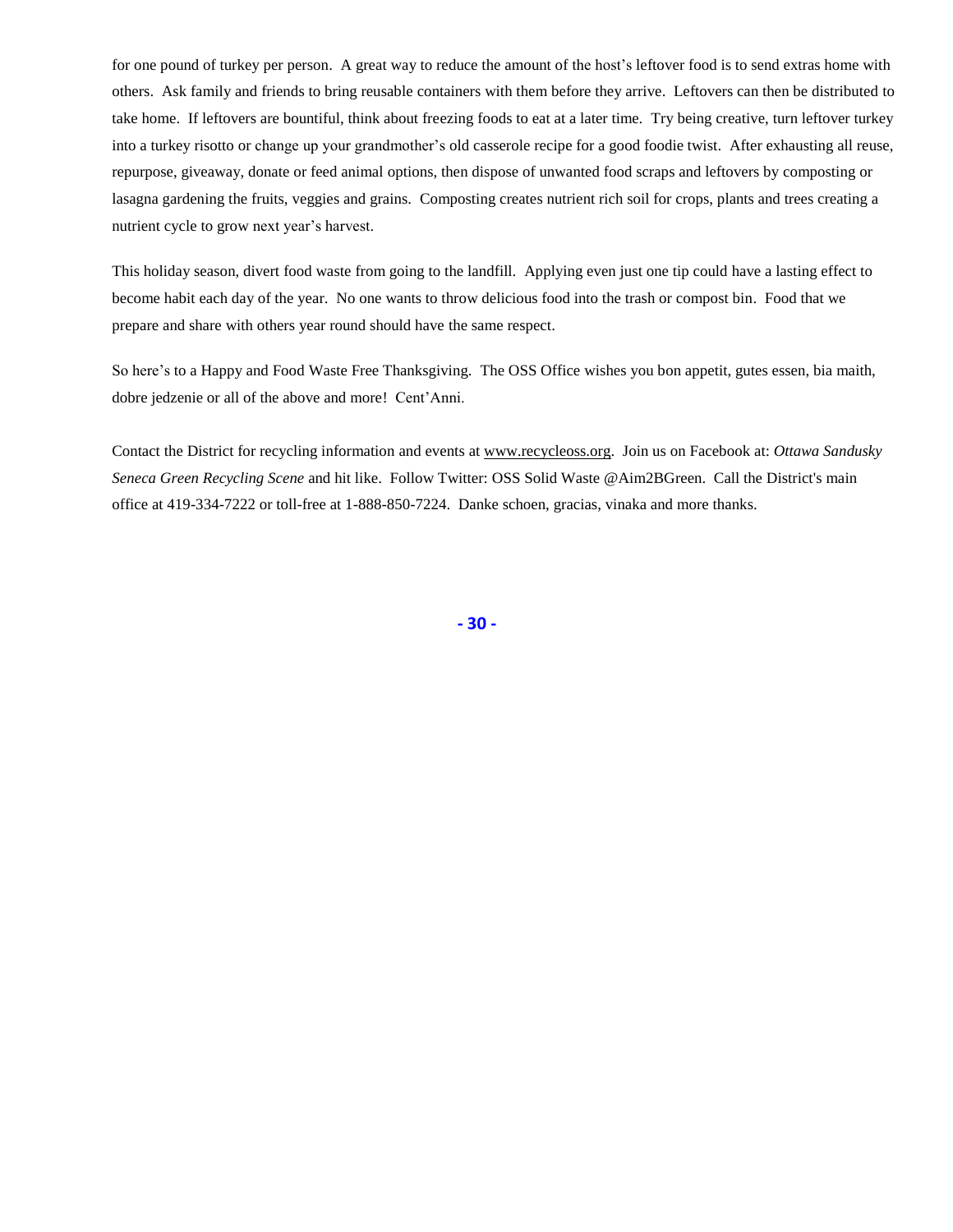for one pound of turkey per person. A great way to reduce the amount of the host's leftover food is to send extras home with others. Ask family and friends to bring reusable containers with them before they arrive. Leftovers can then be distributed to take home. If leftovers are bountiful, think about freezing foods to eat at a later time. Try being creative, turn leftover turkey into a turkey risotto or change up your grandmother's old casserole recipe for a good foodie twist. After exhausting all reuse, repurpose, giveaway, donate or feed animal options, then dispose of unwanted food scraps and leftovers by composting or lasagna gardening the fruits, veggies and grains. Composting creates nutrient rich soil for crops, plants and trees creating a nutrient cycle to grow next year's harvest.

This holiday season, divert food waste from going to the landfill. Applying even just one tip could have a lasting effect to become habit each day of the year. No one wants to throw delicious food into the trash or compost bin. Food that we prepare and share with others year round should have the same respect.

So here's to a Happy and Food Waste Free Thanksgiving. The OSS Office wishes you bon appetit, gutes essen, bia maith, dobre jedzenie or all of the above and more! Cent'Anni.

Contact the District for recycling information and events at www.recycleoss.org. Join us on Facebook at: *Ottawa Sandusky Seneca Green Recycling Scene* and hit like. Follow Twitter: OSS Solid Waste @Aim2BGreen. Call the District's main office at 419-334-7222 or toll-free at 1-888-850-7224. Danke schoen, gracias, vinaka and more thanks.